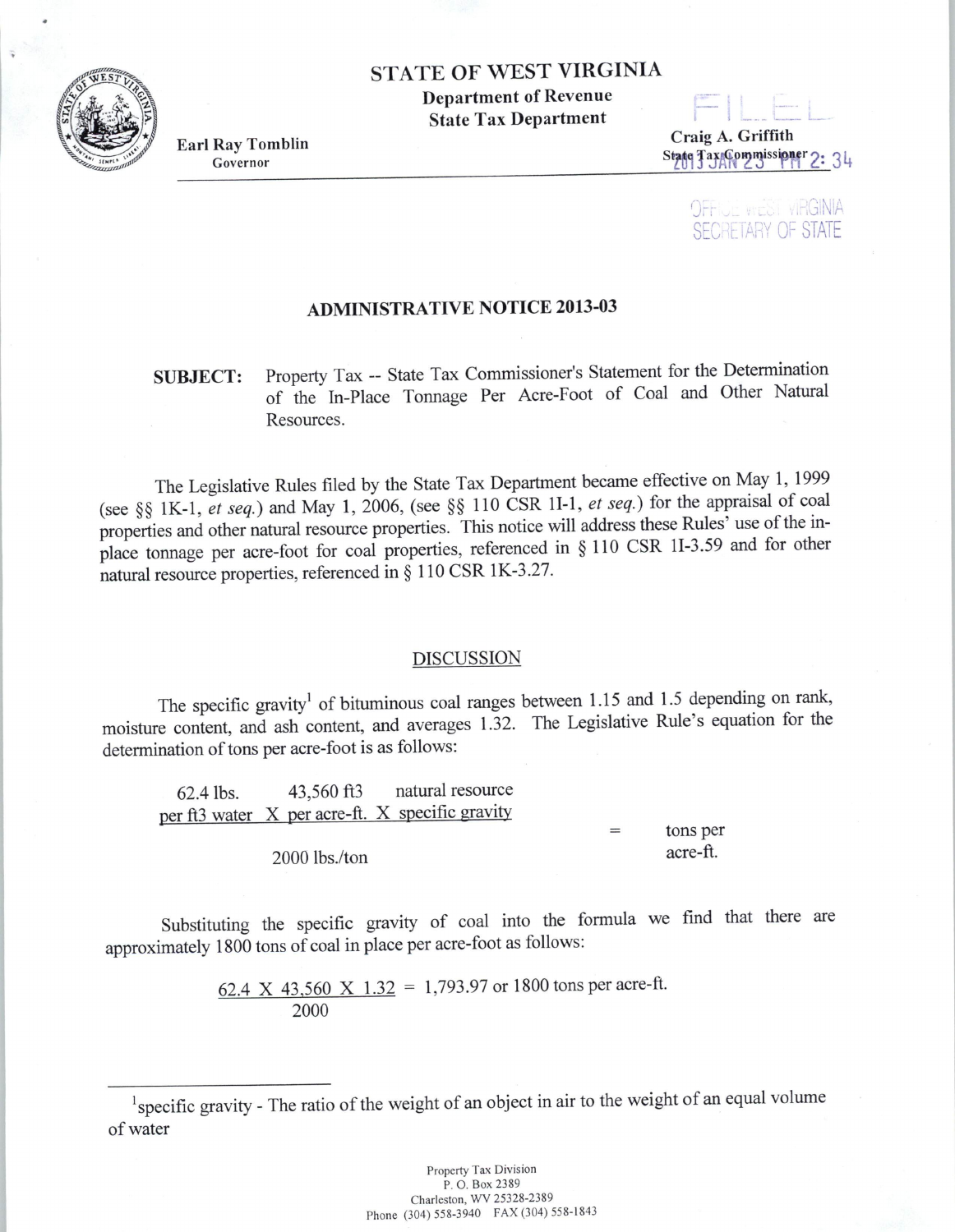# STATE OF WEST VIRGINIA

**Department of Revenue**
**State Tax Department**

**Earl Ray Tomblin**
Governor

**Craig A. Griffith**
State Tax Commissioner

FILED
2013 JAN 23 PM 2: 34
OFFICE WEST VIRGINIA
SECRETARY OF STATE

## ADMINISTRATIVE NOTICE 2013-03

**SUBJECT:** Property Tax -- State Tax Commissioner's Statement for the Determination of the In-Place Tonnage Per Acre-Foot of Coal and Other Natural Resources.

The Legislative Rules filed by the State Tax Department became effective on May 1, 1999 (see §§ 1K-1, *et seq.*) and May 1, 2006, (see §§ 110 CSR 1I-1, *et seq.*) for the appraisal of coal properties and other natural resource properties. This notice will address these Rules' use of the in-place tonnage per acre-foot for coal properties, referenced in § 110 CSR 1I-3.59 and for other natural resource properties, referenced in § 110 CSR 1K-3.27.

## DISCUSSION

The specific gravity[1] of bituminous coal ranges between 1.15 and 1.5 depending on rank, moisture content, and ash content, and averages 1.32. The Legislative Rule's equation for the determination of tons per acre-foot is as follows:

$$\frac{\text{62.4 lbs. per ft3 water} \times \text{43,560 ft3 per acre-ft.} \times \text{natural resource specific gravity}}{\text{2000 lbs./ton}} = \text{tons per acre-ft.}$$

Substituting the specific gravity of coal into the formula we find that there are approximately 1800 tons of coal in place per acre-foot as follows:

$$\frac{62.4 \times 43{,}560 \times 1.32}{2000} = 1{,}793.97 \text{ or } 1800 \text{ tons per acre-ft.}$$

---

[1]specific gravity - The ratio of the weight of an object in air to the weight of an equal volume of water

Property Tax Division
P. O. Box 2389
Charleston, WV 25328-2389
Phone (304) 558-3940 FAX (304) 558-1843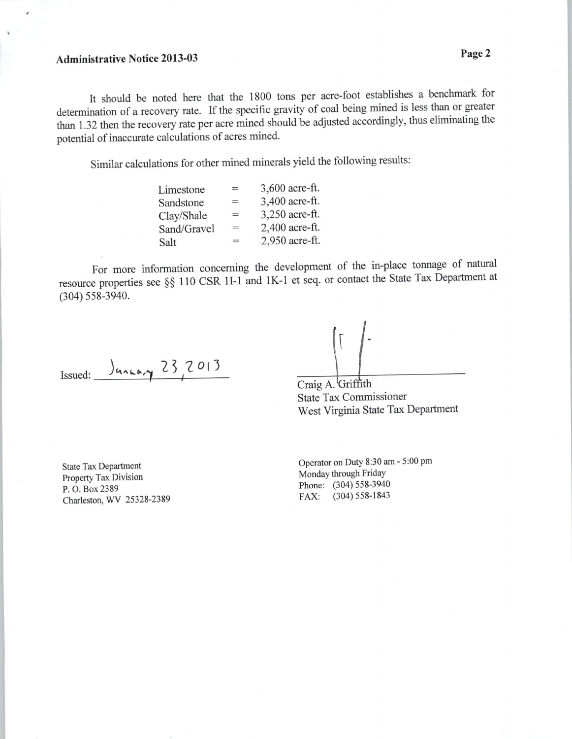It should be noted here that the 1800 tons per acre-foot establishes a benchmark for determination of a recovery rate. If the specific gravity of coal being mined is less than or greater than 1.32 then the recovery rate per acre mined should be adjusted accordingly, thus eliminating the potential of inaccurate calculations of acres mined.

Similar calculations for other mined minerals yield the following results:

| | | |
|---|---|---|
| Limestone | = | 3,600 acre-ft. |
| Sandstone | = | 3,400 acre-ft. |
| Clay/Shale | = | 3,250 acre-ft. |
| Sand/Gravel | = | 2,400 acre-ft. |
| Salt | = | 2,950 acre-ft. |

For more information concerning the development of the in-place tonnage of natural resource properties see §§ 110 CSR 1I-1 and 1K-1 et seq. or contact the State Tax Department at (304) 558-3940.

Issued: January 23, 2013

Craig A. Griffith
State Tax Commissioner
West Virginia State Tax Department

State Tax Department
Property Tax Division
P. O. Box 2389
Charleston, WV 25328-2389

Operator on Duty 8:30 am - 5:00 pm
Monday through Friday
Phone: (304) 558-3940
FAX: (304) 558-1843